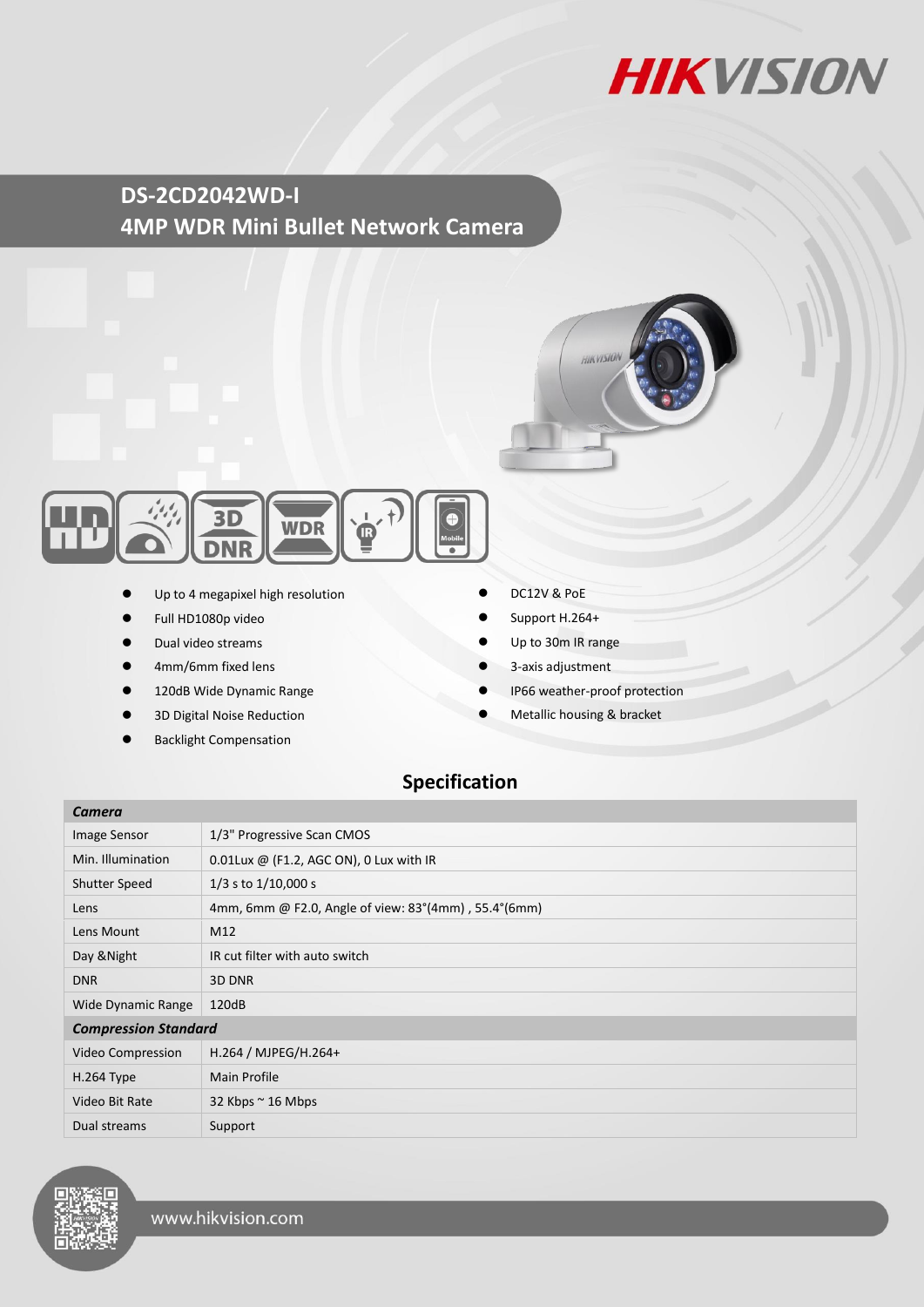# DS-2CD2042WD-I
## 4MP WDR Mini Bullet Network Camera

- Up to 4 megapixel high resolution
- Full HD1080p video
- Dual video streams
- 4mm/6mm fixed lens
- 120dB Wide Dynamic Range
- 3D Digital Noise Reduction
- Backlight Compensation
- DC12V & PoE
- Support H.264+
- Up to 30m IR range
- 3-axis adjustment
- IP66 weather-proof protection
- Metallic housing & bracket

## Specification

| ***Camera*** | |
|---|---|
| Image Sensor | 1/3" Progressive Scan CMOS |
| Min. Illumination | 0.01Lux @ (F1.2, AGC ON), 0 Lux with IR |
| Shutter Speed | 1/3 s to 1/10,000 s |
| Lens | 4mm, 6mm @ F2.0, Angle of view: 83°(4mm) , 55.4°(6mm) |
| Lens Mount | M12 |
| Day &Night | IR cut filter with auto switch |
| DNR | 3D DNR |
| Wide Dynamic Range | 120dB |
| ***Compression Standard*** | |
| Video Compression | H.264 / MJPEG/H.264+ |
| H.264 Type | Main Profile |
| Video Bit Rate | 32 Kbps ~ 16 Mbps |
| Dual streams | Support |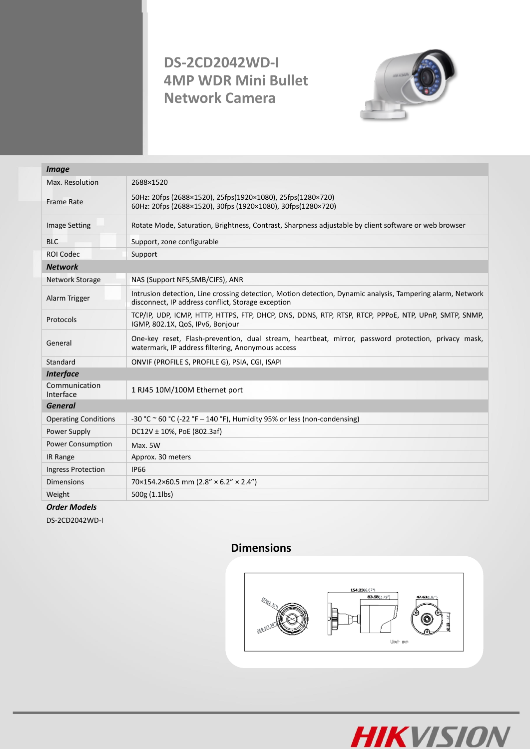# DS-2CD2042WD-I 4MP WDR Mini Bullet Network Camera

| | |
|---|---|
| ***Image*** | |
| Max. Resolution | 2688×1520 |
| Frame Rate | 50Hz: 20fps (2688×1520), 25fps(1920×1080), 25fps(1280×720)<br>60Hz: 20fps (2688×1520), 30fps (1920×1080), 30fps(1280×720) |
| Image Setting | Rotate Mode, Saturation, Brightness, Contrast, Sharpness adjustable by client software or web browser |
| BLC | Support, zone configurable |
| ROI Codec | Support |
| ***Network*** | |
| Network Storage | NAS (Support NFS,SMB/CIFS), ANR |
| Alarm Trigger | Intrusion detection, Line crossing detection, Motion detection, Dynamic analysis, Tampering alarm, Network disconnect, IP address conflict, Storage exception |
| Protocols | TCP/IP, UDP, ICMP, HTTP, HTTPS, FTP, DHCP, DNS, DDNS, RTP, RTSP, RTCP, PPPoE, NTP, UPnP, SMTP, SNMP, IGMP, 802.1X, QoS, IPv6, Bonjour |
| General | One-key reset, Flash-prevention, dual stream, heartbeat, mirror, password protection, privacy mask, watermark, IP address filtering, Anonymous access |
| Standard | ONVIF (PROFILE S, PROFILE G), PSIA, CGI, ISAPI |
| ***Interface*** | |
| Communication Interface | 1 RJ45 10M/100M Ethernet port |
| ***General*** | |
| Operating Conditions | -30 °C ~ 60 °C (-22 °F – 140 °F), Humidity 95% or less (non-condensing) |
| Power Supply | DC12V ± 10%, PoE (802.3af) |
| Power Consumption | Max. 5W |
| IR Range | Approx. 30 meters |
| Ingress Protection | IP66 |
| Dimensions | 70×154.2×60.5 mm (2.8” × 6.2” × 2.4”) |
| Weight | 500g (1.1lbs) |

***Order Models***

DS-2CD2042WD-I

## Dimensions

Ø70(2.76")
Ø60.5(2.38")
154.23(6.07")
83.58(3.29")
47.63(1.87")
Unit: mm